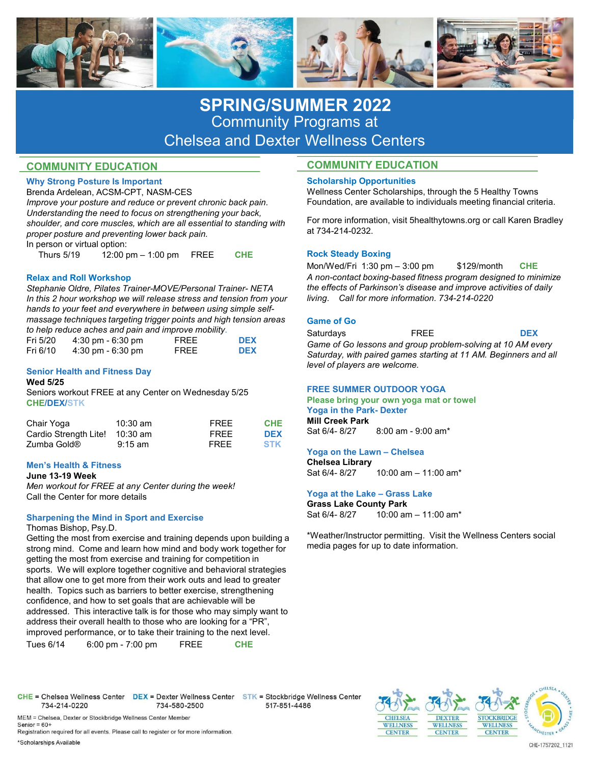# SPRING/SUMMER 2022
## Community Programs at Chelsea and Dexter Wellness Centers

## COMMUNITY EDUCATION

### Why Strong Posture Is Important

Brenda Ardelean, ACSM-CPT, NASM-CES

*Improve your posture and reduce or prevent chronic back pain. Understanding the need to focus on strengthening your back, shoulder, and core muscles, which are all essential to standing with proper posture and preventing lower back pain.*

In person or virtual option:

Thurs 5/19 | 12:00 pm – 1:00 pm | FREE | CHE

### Relax and Roll Workshop

*Stephanie Oldre, Pilates Trainer-MOVE/Personal Trainer- NETA*

*In this 2 hour workshop we will release stress and tension from your hands to your feet and everywhere in between using simple self-massage techniques targeting trigger points and high tension areas to help reduce aches and pain and improve mobility.*

| | | | |
|---|---|---|---|
| Fri 5/20 | 4:30 pm - 6:30 pm | FREE | DEX |
| Fri 6/10 | 4:30 pm - 6:30 pm | FREE | DEX |

### Senior Health and Fitness Day

**Wed 5/25**

Seniors workout FREE at any Center on Wednesday 5/25

CHE/DEX/STK

| | | | |
|---|---|---|---|
| Chair Yoga | 10:30 am | FREE | CHE |
| Cardio Strength Lite! | 10:30 am | FREE | DEX |
| Zumba Gold® | 9:15 am | FREE | STK |

### Men's Health & Fitness

**June 13-19 Week**

*Men workout for FREE at any Center during the week!*

Call the Center for more details

### Sharpening the Mind in Sport and Exercise

Thomas Bishop, Psy.D.

Getting the most from exercise and training depends upon building a strong mind. Come and learn how mind and body work together for getting the most from exercise and training for competition in sports. We will explore together cognitive and behavioral strategies that allow one to get more from their work outs and lead to greater health. Topics such as barriers to better exercise, strengthening confidence, and how to set goals that are achievable will be addressed. This interactive talk is for those who may simply want to address their overall health to those who are looking for a "PR", improved performance, or to take their training to the next level.

Tues 6/14 | 6:00 pm - 7:00 pm | FREE | CHE

## COMMUNITY EDUCATION

### Scholarship Opportunities

Wellness Center Scholarships, through the 5 Healthy Towns Foundation, are available to individuals meeting financial criteria.

For more information, visit 5healthytowns.org or call Karen Bradley at 734-214-0232.

### Rock Steady Boxing

Mon/Wed/Fri 1:30 pm – 3:00 pm | $129/month | CHE

*A non-contact boxing-based fitness program designed to minimize the effects of Parkinson's disease and improve activities of daily living. Call for more information. 734-214-0220*

### Game of Go

Saturdays | FREE | DEX

*Game of Go lessons and group problem-solving at 10 AM every Saturday, with paired games starting at 11 AM. Beginners and all level of players are welcome.*

### FREE SUMMER OUTDOOR YOGA

**Please bring your own yoga mat or towel**

### Yoga in the Park- Dexter

**Mill Creek Park**

Sat 6/4- 8/27 | 8:00 am - 9:00 am*

### Yoga on the Lawn – Chelsea

**Chelsea Library**

Sat 6/4- 8/27 | 10:00 am – 11:00 am*

### Yoga at the Lake – Grass Lake

**Grass Lake County Park**

Sat 6/4- 8/27 | 10:00 am – 11:00 am*

*Weather/Instructor permitting. Visit the Wellness Centers social media pages for up to date information.

---

CHE = Chelsea Wellness Center 734-214-0220 | DEX = Dexter Wellness Center 734-580-2500 | STK = Stockbridge Wellness Center 517-851-4486

MEM = Chelsea, Dexter or Stockbridge Wellness Center Member

Senior = 60+

Registration required for all events. Please call to register or for more information.

*Scholarships Available

CHE-1757202_1121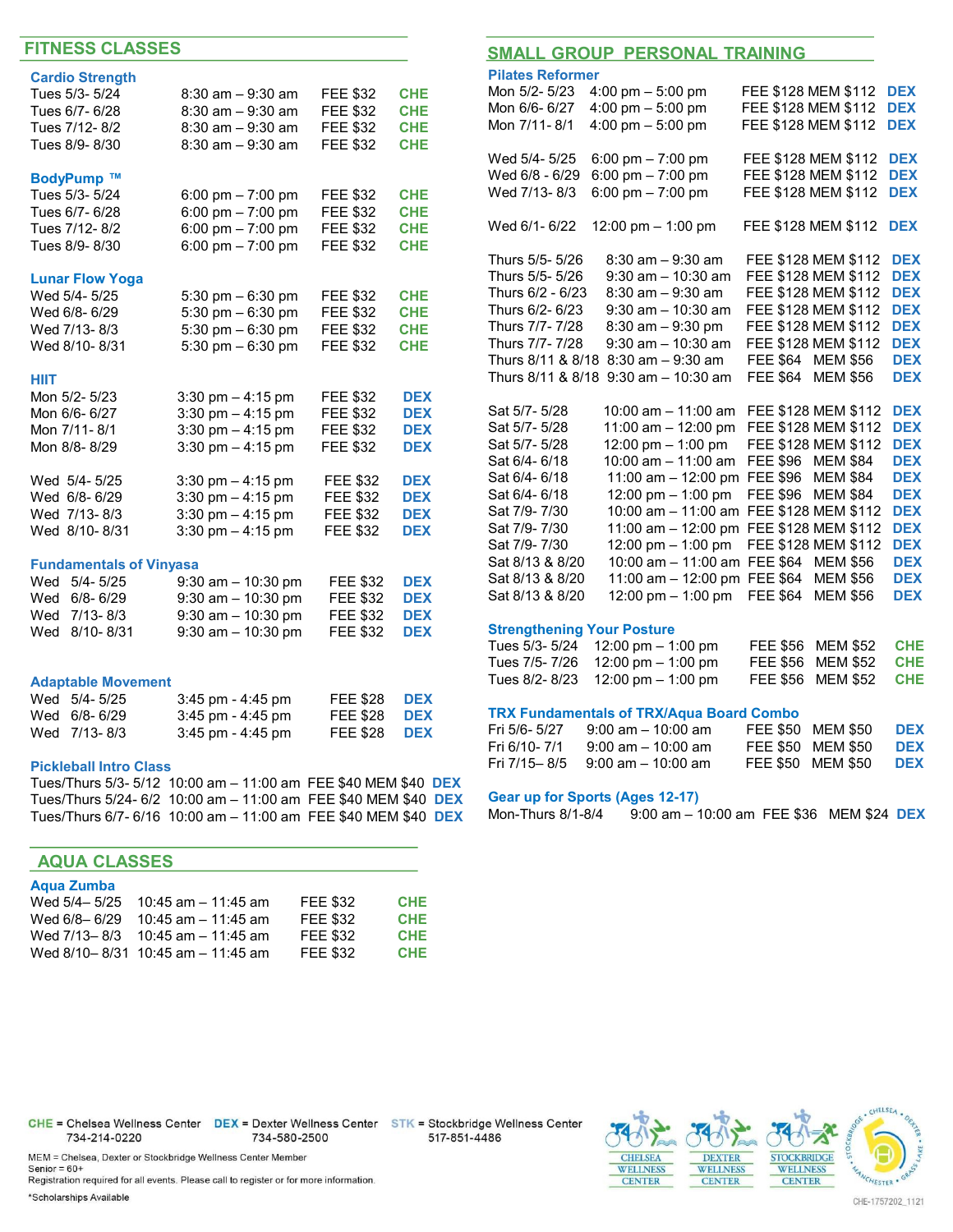## FITNESS CLASSES

### Cardio Strength

| | | | |
|---|---|---|---|
| Tues 5/3- 5/24 | 8:30 am – 9:30 am | FEE $32 | CHE |
| Tues 6/7- 6/28 | 8:30 am – 9:30 am | FEE $32 | CHE |
| Tues 7/12- 8/2 | 8:30 am – 9:30 am | FEE $32 | CHE |
| Tues 8/9- 8/30 | 8:30 am – 9:30 am | FEE $32 | CHE |

### BodyPump ™

| | | | |
|---|---|---|---|
| Tues 5/3- 5/24 | 6:00 pm – 7:00 pm | FEE $32 | CHE |
| Tues 6/7- 6/28 | 6:00 pm – 7:00 pm | FEE $32 | CHE |
| Tues 7/12- 8/2 | 6:00 pm – 7:00 pm | FEE $32 | CHE |
| Tues 8/9- 8/30 | 6:00 pm – 7:00 pm | FEE $32 | CHE |

### Lunar Flow Yoga

| | | | |
|---|---|---|---|
| Wed 5/4- 5/25 | 5:30 pm – 6:30 pm | FEE $32 | CHE |
| Wed 6/8- 6/29 | 5:30 pm – 6:30 pm | FEE $32 | CHE |
| Wed 7/13- 8/3 | 5:30 pm – 6:30 pm | FEE $32 | CHE |
| Wed 8/10- 8/31 | 5:30 pm – 6:30 pm | FEE $32 | CHE |

### HIIT

| | | | |
|---|---|---|---|
| Mon 5/2- 5/23 | 3:30 pm – 4:15 pm | FEE $32 | DEX |
| Mon 6/6- 6/27 | 3:30 pm – 4:15 pm | FEE $32 | DEX |
| Mon 7/11- 8/1 | 3:30 pm – 4:15 pm | FEE $32 | DEX |
| Mon 8/8- 8/29 | 3:30 pm – 4:15 pm | FEE $32 | DEX |
| Wed 5/4- 5/25 | 3:30 pm – 4:15 pm | FEE $32 | DEX |
| Wed 6/8- 6/29 | 3:30 pm – 4:15 pm | FEE $32 | DEX |
| Wed 7/13- 8/3 | 3:30 pm – 4:15 pm | FEE $32 | DEX |
| Wed 8/10- 8/31 | 3:30 pm – 4:15 pm | FEE $32 | DEX |

### Fundamentals of Vinyasa

| | | | |
|---|---|---|---|
| Wed 5/4- 5/25 | 9:30 am – 10:30 pm | FEE $32 | DEX |
| Wed 6/8- 6/29 | 9:30 am – 10:30 pm | FEE $32 | DEX |
| Wed 7/13- 8/3 | 9:30 am – 10:30 pm | FEE $32 | DEX |
| Wed 8/10- 8/31 | 9:30 am – 10:30 pm | FEE $32 | DEX |

### Adaptable Movement

| | | | |
|---|---|---|---|
| Wed 5/4- 5/25 | 3:45 pm - 4:45 pm | FEE $28 | DEX |
| Wed 6/8- 6/29 | 3:45 pm - 4:45 pm | FEE $28 | DEX |
| Wed 7/13- 8/3 | 3:45 pm - 4:45 pm | FEE $28 | DEX |

### Pickleball Intro Class

| | | | | |
|---|---|---|---|---|
| Tues/Thurs 5/3- 5/12 | 10:00 am – 11:00 am | FEE $40 | MEM $40 | DEX |
| Tues/Thurs 5/24- 6/2 | 10:00 am – 11:00 am | FEE $40 | MEM $40 | DEX |
| Tues/Thurs 6/7- 6/16 | 10:00 am – 11:00 am | FEE $40 | MEM $40 | DEX |

## AQUA CLASSES

### Aqua Zumba

| | | | |
|---|---|---|---|
| Wed 5/4– 5/25 | 10:45 am – 11:45 am | FEE $32 | CHE |
| Wed 6/8– 6/29 | 10:45 am – 11:45 am | FEE $32 | CHE |
| Wed 7/13– 8/3 | 10:45 am – 11:45 am | FEE $32 | CHE |
| Wed 8/10– 8/31 | 10:45 am – 11:45 am | FEE $32 | CHE |

## SMALL GROUP PERSONAL TRAINING

### Pilates Reformer

| | | | | |
|---|---|---|---|---|
| Mon 5/2- 5/23 | 4:00 pm – 5:00 pm | FEE $128 | MEM $112 | DEX |
| Mon 6/6- 6/27 | 4:00 pm – 5:00 pm | FEE $128 | MEM $112 | DEX |
| Mon 7/11- 8/1 | 4:00 pm – 5:00 pm | FEE $128 | MEM $112 | DEX |
| Wed 5/4- 5/25 | 6:00 pm – 7:00 pm | FEE $128 | MEM $112 | DEX |
| Wed 6/8 - 6/29 | 6:00 pm – 7:00 pm | FEE $128 | MEM $112 | DEX |
| Wed 7/13- 8/3 | 6:00 pm – 7:00 pm | FEE $128 | MEM $112 | DEX |
| Wed 6/1- 6/22 | 12:00 pm – 1:00 pm | FEE $128 | MEM $112 | DEX |
| Thurs 5/5- 5/26 | 8:30 am – 9:30 am | FEE $128 | MEM $112 | DEX |
| Thurs 5/5- 5/26 | 9:30 am – 10:30 am | FEE $128 | MEM $112 | DEX |
| Thurs 6/2 - 6/23 | 8:30 am – 9:30 am | FEE $128 | MEM $112 | DEX |
| Thurs 6/2- 6/23 | 9:30 am – 10:30 am | FEE $128 | MEM $112 | DEX |
| Thurs 7/7- 7/28 | 8:30 am – 9:30 pm | FEE $128 | MEM $112 | DEX |
| Thurs 7/7- 7/28 | 9:30 am – 10:30 am | FEE $128 | MEM $112 | DEX |
| Thurs 8/11 & 8/18 | 8:30 am – 9:30 am | FEE $64 | MEM $56 | DEX |
| Thurs 8/11 & 8/18 | 9:30 am – 10:30 am | FEE $64 | MEM $56 | DEX |
| Sat 5/7- 5/28 | 10:00 am – 11:00 am | FEE $128 | MEM $112 | DEX |
| Sat 5/7- 5/28 | 11:00 am – 12:00 pm | FEE $128 | MEM $112 | DEX |
| Sat 5/7- 5/28 | 12:00 pm – 1:00 pm | FEE $128 | MEM $112 | DEX |
| Sat 6/4- 6/18 | 10:00 am – 11:00 am | FEE $96 | MEM $84 | DEX |
| Sat 6/4- 6/18 | 11:00 am – 12:00 pm | FEE $96 | MEM $84 | DEX |
| Sat 6/4- 6/18 | 12:00 pm – 1:00 pm | FEE $96 | MEM $84 | DEX |
| Sat 7/9- 7/30 | 10:00 am – 11:00 am | FEE $128 | MEM $112 | DEX |
| Sat 7/9- 7/30 | 11:00 am – 12:00 pm | FEE $128 | MEM $112 | DEX |
| Sat 7/9- 7/30 | 12:00 pm – 1:00 pm | FEE $128 | MEM $112 | DEX |
| Sat 8/13 & 8/20 | 10:00 am – 11:00 am | FEE $64 | MEM $56 | DEX |
| Sat 8/13 & 8/20 | 11:00 am – 12:00 pm | FEE $64 | MEM $56 | DEX |
| Sat 8/13 & 8/20 | 12:00 pm – 1:00 pm | FEE $64 | MEM $56 | DEX |

### Strengthening Your Posture

| | | | | |
|---|---|---|---|---|
| Tues 5/3- 5/24 | 12:00 pm – 1:00 pm | FEE $56 | MEM $52 | CHE |
| Tues 7/5- 7/26 | 12:00 pm – 1:00 pm | FEE $56 | MEM $52 | CHE |
| Tues 8/2- 8/23 | 12:00 pm – 1:00 pm | FEE $56 | MEM $52 | CHE |

### TRX Fundamentals of TRX/Aqua Board Combo

| | | | | |
|---|---|---|---|---|
| Fri 5/6- 5/27 | 9:00 am – 10:00 am | FEE $50 | MEM $50 | DEX |
| Fri 6/10- 7/1 | 9:00 am – 10:00 am | FEE $50 | MEM $50 | DEX |
| Fri 7/15– 8/5 | 9:00 am – 10:00 am | FEE $50 | MEM $50 | DEX |

### Gear up for Sports (Ages 12-17)

| | | | | |
|---|---|---|---|---|
| Mon-Thurs 8/1-8/4 | 9:00 am – 10:00 am | FEE $36 | MEM $24 | DEX |

**CHE** = Chelsea Wellness Center 734-214-0220 **DEX** = Dexter Wellness Center 734-580-2500 **STK** = Stockbridge Wellness Center 517-851-4486

MEM = Chelsea, Dexter or Stockbridge Wellness Center Member
Senior = 60+
Registration required for all events. Please call to register or for more information.

*Scholarships Available

CHELSEA WELLNESS CENTER · DEXTER WELLNESS CENTER · STOCKBRIDGE WELLNESS CENTER

CHE-1757202_1121